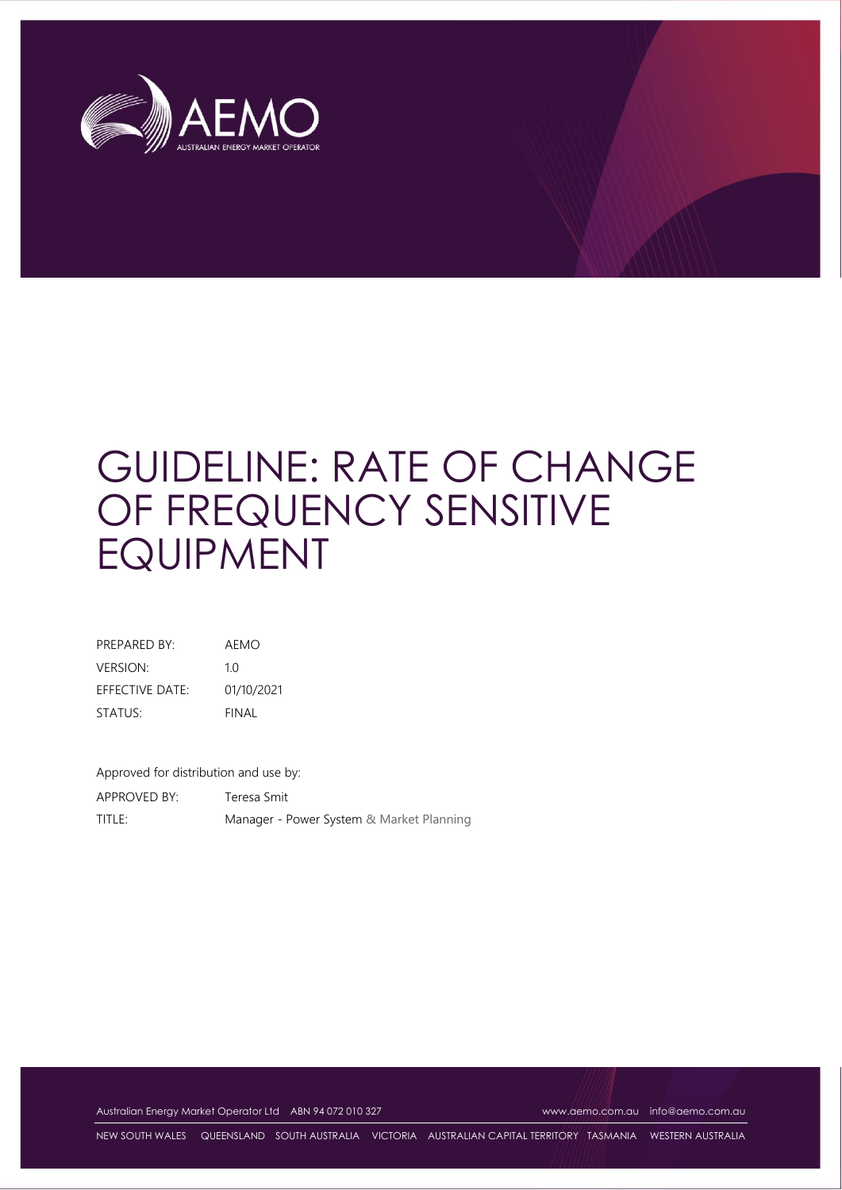AEMO

AUSTRALIAN ENERGY MARKET OPERATOR

# GUIDELINE: RATE OF CHANGE OF FREQUENCY SENSITIVE EQUIPMENT

| | |
|---|---|
| PREPARED BY: | AEMO |
| VERSION: | 1.0 |
| EFFECTIVE DATE: | 01/10/2021 |
| STATUS: | FINAL |

Approved for distribution and use by:

| | |
|---|---|
| APPROVED BY: | Teresa Smit |
| TITLE: | Manager - Power System & Market Planning |

Australian Energy Market Operator Ltd ABN 94 072 010 327 www.aemo.com.au info@aemo.com.au

NEW SOUTH WALES QUEENSLAND SOUTH AUSTRALIA VICTORIA AUSTRALIAN CAPITAL TERRITORY TASMANIA WESTERN AUSTRALIA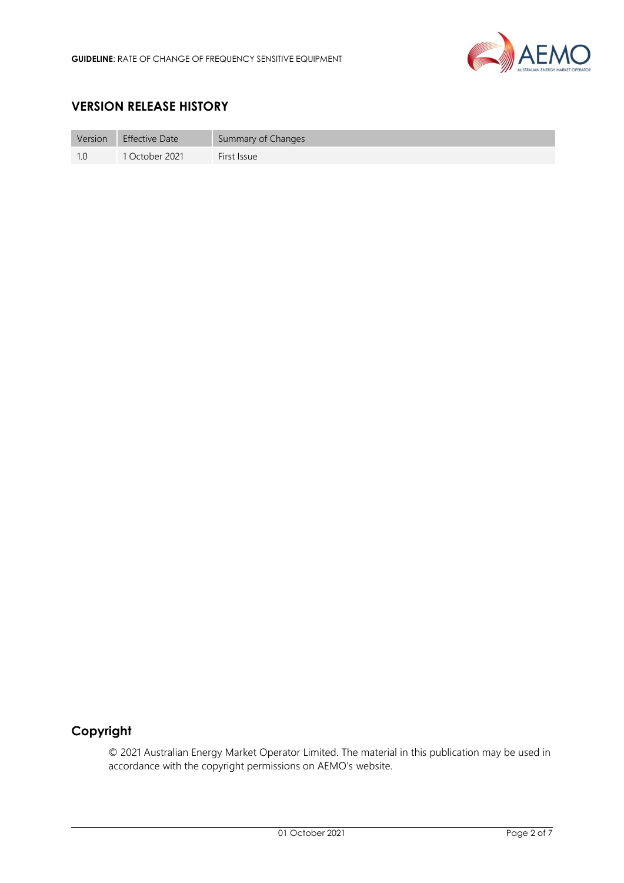## VERSION RELEASE HISTORY

| Version | Effective Date | Summary of Changes |
|---|---|---|
| 1.0 | 1 October 2021 | First Issue |

## Copyright

© 2021 Australian Energy Market Operator Limited. The material in this publication may be used in accordance with the copyright permissions on AEMO's website.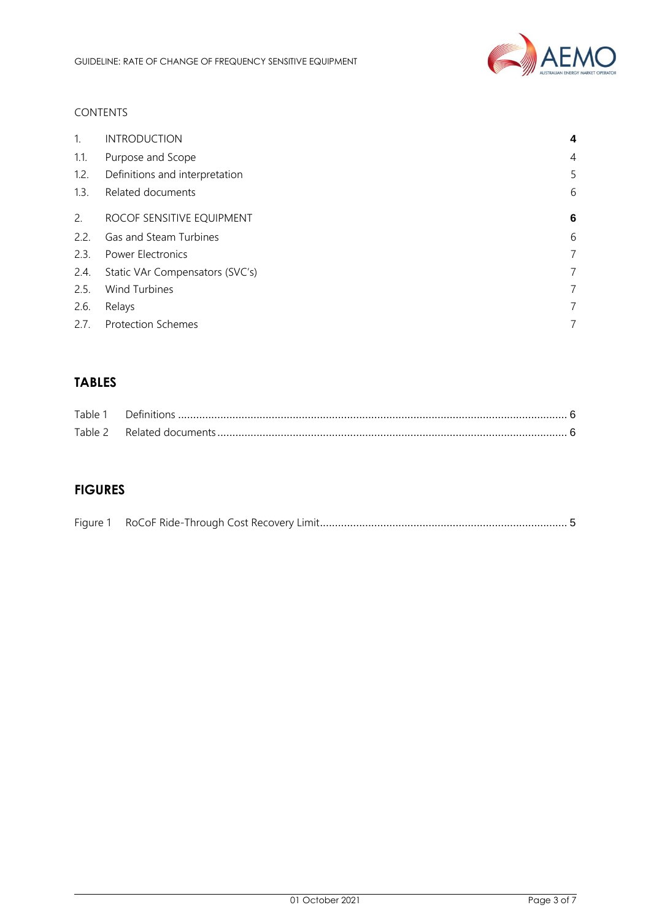CONTENTS

| | | |
|---|---|---|
| **1.** | **INTRODUCTION** | **4** |
| 1.1. | Purpose and Scope | 4 |
| 1.2. | Definitions and interpretation | 5 |
| 1.3. | Related documents | 6 |
| **2.** | **ROCOF SENSITIVE EQUIPMENT** | **6** |
| 2.2. | Gas and Steam Turbines | 6 |
| 2.3. | Power Electronics | 7 |
| 2.4. | Static VAr Compensators (SVC's) | 7 |
| 2.5. | Wind Turbines | 7 |
| 2.6. | Relays | 7 |
| 2.7. | Protection Schemes | 7 |

## TABLES

Table 1 Definitions ... 6

Table 2 Related documents ... 6

## FIGURES

Figure 1 RoCoF Ride-Through Cost Recovery Limit ... 5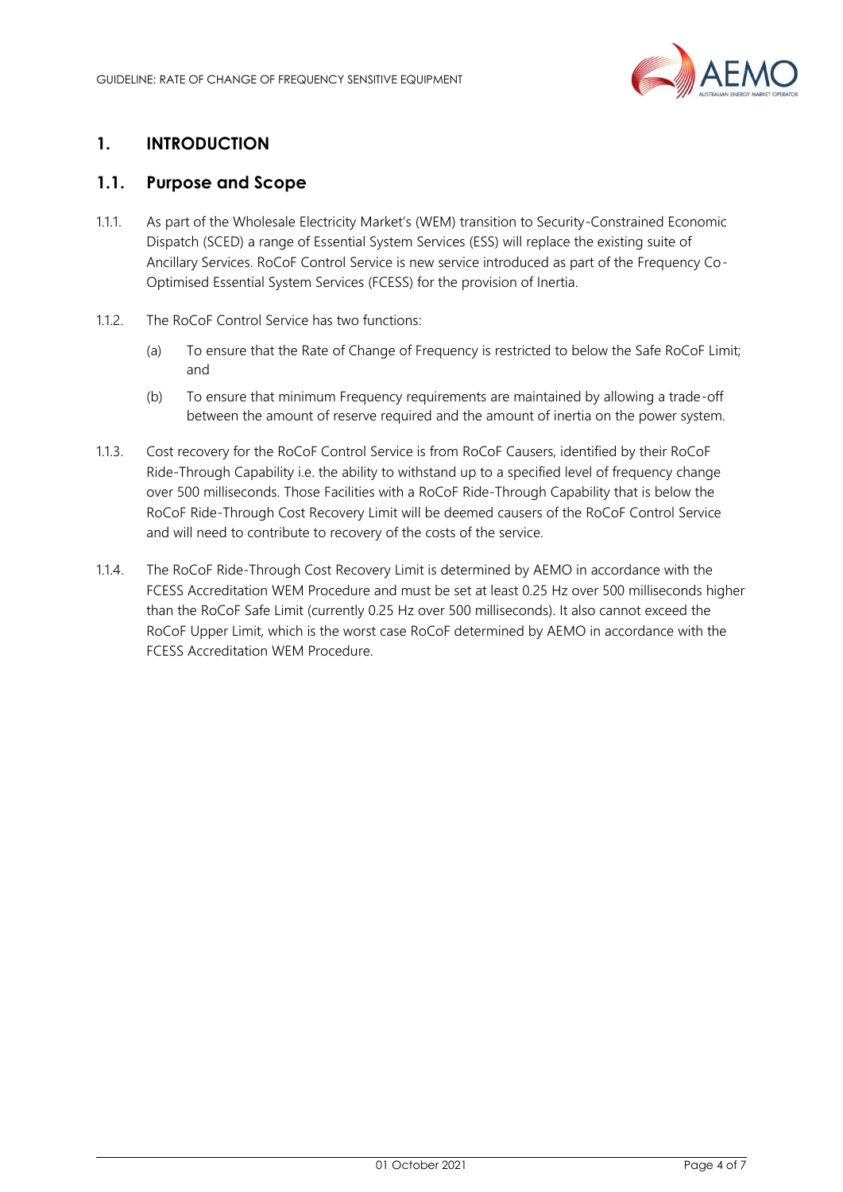# 1. INTRODUCTION

## 1.1. Purpose and Scope

1.1.1. As part of the Wholesale Electricity Market's (WEM) transition to Security-Constrained Economic Dispatch (SCED) a range of Essential System Services (ESS) will replace the existing suite of Ancillary Services. RoCoF Control Service is new service introduced as part of the Frequency Co-Optimised Essential System Services (FCESS) for the provision of Inertia.

1.1.2. The RoCoF Control Service has two functions:

(a) To ensure that the Rate of Change of Frequency is restricted to below the Safe RoCoF Limit; and

(b) To ensure that minimum Frequency requirements are maintained by allowing a trade-off between the amount of reserve required and the amount of inertia on the power system.

1.1.3. Cost recovery for the RoCoF Control Service is from RoCoF Causers, identified by their RoCoF Ride-Through Capability i.e. the ability to withstand up to a specified level of frequency change over 500 milliseconds. Those Facilities with a RoCoF Ride-Through Capability that is below the RoCoF Ride-Through Cost Recovery Limit will be deemed causers of the RoCoF Control Service and will need to contribute to recovery of the costs of the service.

1.1.4. The RoCoF Ride-Through Cost Recovery Limit is determined by AEMO in accordance with the FCESS Accreditation WEM Procedure and must be set at least 0.25 Hz over 500 milliseconds higher than the RoCoF Safe Limit (currently 0.25 Hz over 500 milliseconds). It also cannot exceed the RoCoF Upper Limit, which is the worst case RoCoF determined by AEMO in accordance with the FCESS Accreditation WEM Procedure.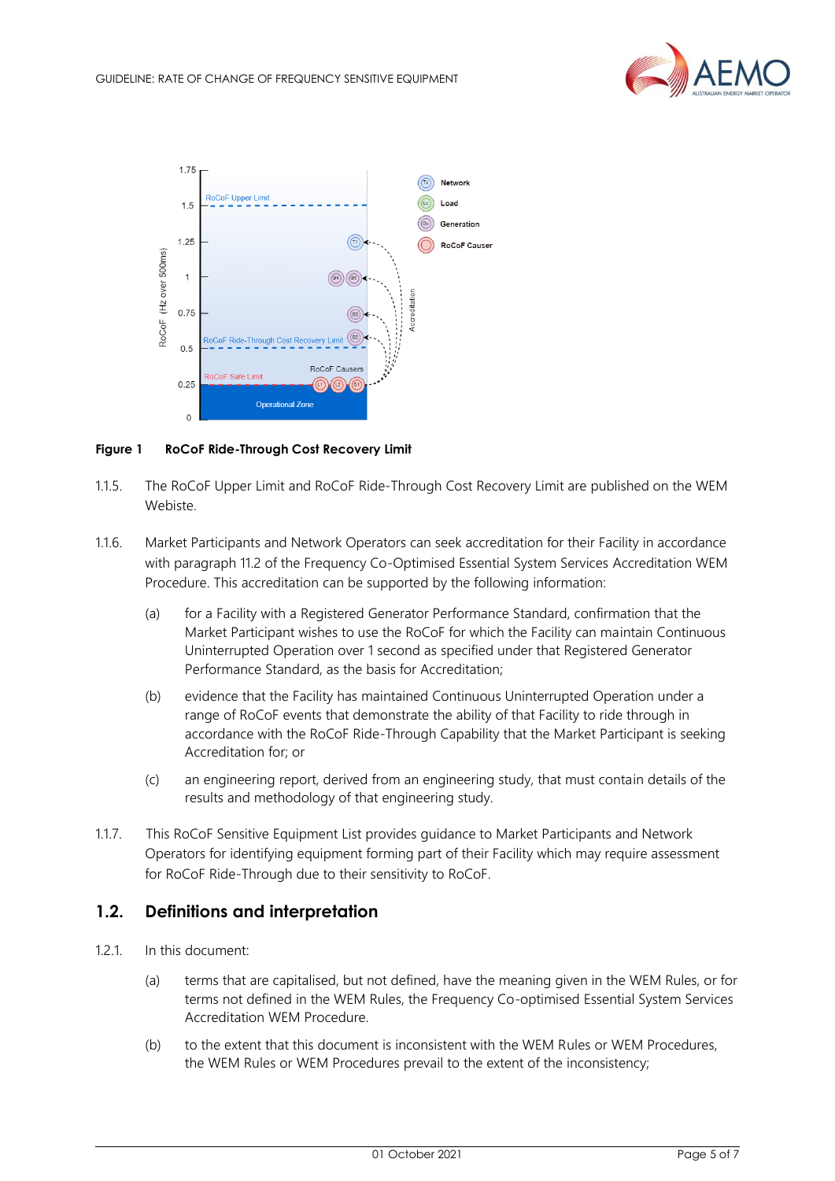**Figure 1 RoCoF Ride-Through Cost Recovery Limit**

1.1.5. The RoCoF Upper Limit and RoCoF Ride-Through Cost Recovery Limit are published on the WEM Webiste.

1.1.6. Market Participants and Network Operators can seek accreditation for their Facility in accordance with paragraph 11.2 of the Frequency Co-Optimised Essential System Services Accreditation WEM Procedure. This accreditation can be supported by the following information:

(a) for a Facility with a Registered Generator Performance Standard, confirmation that the Market Participant wishes to use the RoCoF for which the Facility can maintain Continuous Uninterrupted Operation over 1 second as specified under that Registered Generator Performance Standard, as the basis for Accreditation;

(b) evidence that the Facility has maintained Continuous Uninterrupted Operation under a range of RoCoF events that demonstrate the ability of that Facility to ride through in accordance with the RoCoF Ride-Through Capability that the Market Participant is seeking Accreditation for; or

(c) an engineering report, derived from an engineering study, that must contain details of the results and methodology of that engineering study.

1.1.7. This RoCoF Sensitive Equipment List provides guidance to Market Participants and Network Operators for identifying equipment forming part of their Facility which may require assessment for RoCoF Ride-Through due to their sensitivity to RoCoF.

## 1.2. Definitions and interpretation

1.2.1. In this document:

(a) terms that are capitalised, but not defined, have the meaning given in the WEM Rules, or for terms not defined in the WEM Rules, the Frequency Co-optimised Essential System Services Accreditation WEM Procedure.

(b) to the extent that this document is inconsistent with the WEM Rules or WEM Procedures, the WEM Rules or WEM Procedures prevail to the extent of the inconsistency;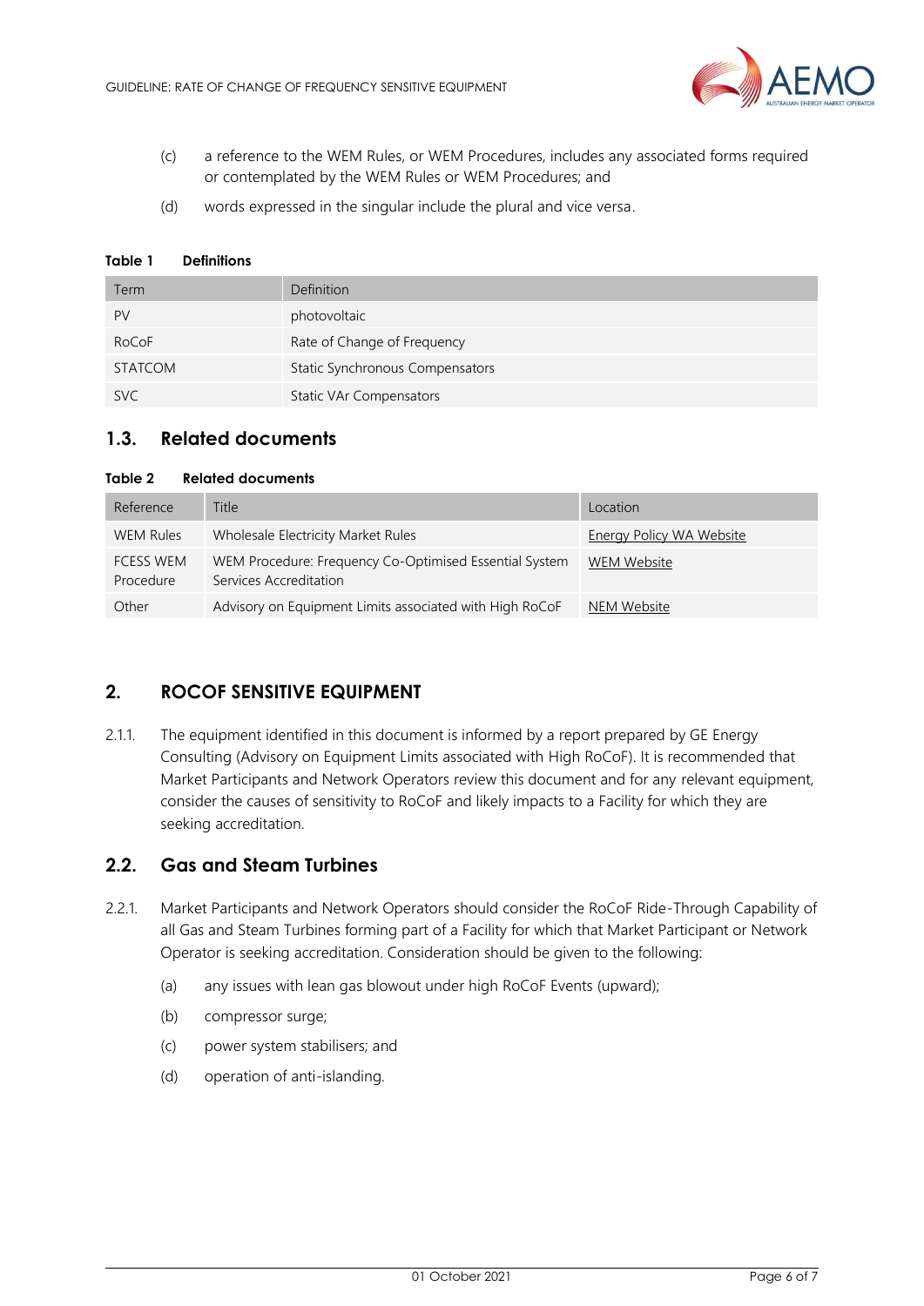(c) a reference to the WEM Rules, or WEM Procedures, includes any associated forms required or contemplated by the WEM Rules or WEM Procedures; and

(d) words expressed in the singular include the plural and vice versa.

**Table 1 Definitions**

| Term | Definition |
|---|---|
| PV | photovoltaic |
| RoCoF | Rate of Change of Frequency |
| STATCOM | Static Synchronous Compensators |
| SVC | Static VAr Compensators |

## 1.3. Related documents

**Table 2 Related documents**

| Reference | Title | Location |
|---|---|---|
| WEM Rules | Wholesale Electricity Market Rules | Energy Policy WA Website |
| FCESS WEM Procedure | WEM Procedure: Frequency Co-Optimised Essential System Services Accreditation | WEM Website |
| Other | Advisory on Equipment Limits associated with High RoCoF | NEM Website |

# 2. ROCOF SENSITIVE EQUIPMENT

2.1.1. The equipment identified in this document is informed by a report prepared by GE Energy Consulting (Advisory on Equipment Limits associated with High RoCoF). It is recommended that Market Participants and Network Operators review this document and for any relevant equipment, consider the causes of sensitivity to RoCoF and likely impacts to a Facility for which they are seeking accreditation.

## 2.2. Gas and Steam Turbines

2.2.1. Market Participants and Network Operators should consider the RoCoF Ride-Through Capability of all Gas and Steam Turbines forming part of a Facility for which that Market Participant or Network Operator is seeking accreditation. Consideration should be given to the following:

(a) any issues with lean gas blowout under high RoCoF Events (upward);

(b) compressor surge;

(c) power system stabilisers; and

(d) operation of anti-islanding.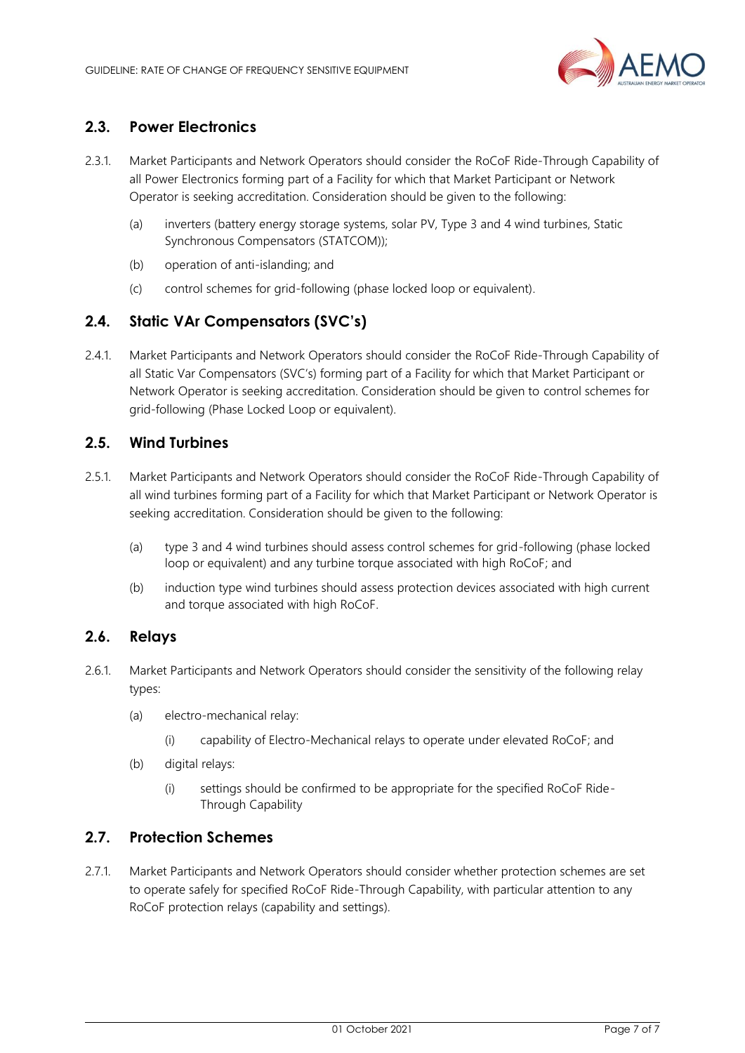## 2.3. Power Electronics

2.3.1. Market Participants and Network Operators should consider the RoCoF Ride-Through Capability of all Power Electronics forming part of a Facility for which that Market Participant or Network Operator is seeking accreditation. Consideration should be given to the following:

- (a) inverters (battery energy storage systems, solar PV, Type 3 and 4 wind turbines, Static Synchronous Compensators (STATCOM));
- (b) operation of anti-islanding; and
- (c) control schemes for grid-following (phase locked loop or equivalent).

## 2.4. Static VAr Compensators (SVC's)

2.4.1. Market Participants and Network Operators should consider the RoCoF Ride-Through Capability of all Static Var Compensators (SVC's) forming part of a Facility for which that Market Participant or Network Operator is seeking accreditation. Consideration should be given to control schemes for grid-following (Phase Locked Loop or equivalent).

## 2.5. Wind Turbines

2.5.1. Market Participants and Network Operators should consider the RoCoF Ride-Through Capability of all wind turbines forming part of a Facility for which that Market Participant or Network Operator is seeking accreditation. Consideration should be given to the following:

- (a) type 3 and 4 wind turbines should assess control schemes for grid-following (phase locked loop or equivalent) and any turbine torque associated with high RoCoF; and
- (b) induction type wind turbines should assess protection devices associated with high current and torque associated with high RoCoF.

## 2.6. Relays

2.6.1. Market Participants and Network Operators should consider the sensitivity of the following relay types:

- (a) electro-mechanical relay:
  - (i) capability of Electro-Mechanical relays to operate under elevated RoCoF; and
- (b) digital relays:
  - (i) settings should be confirmed to be appropriate for the specified RoCoF Ride-Through Capability

## 2.7. Protection Schemes

2.7.1. Market Participants and Network Operators should consider whether protection schemes are set to operate safely for specified RoCoF Ride-Through Capability, with particular attention to any RoCoF protection relays (capability and settings).